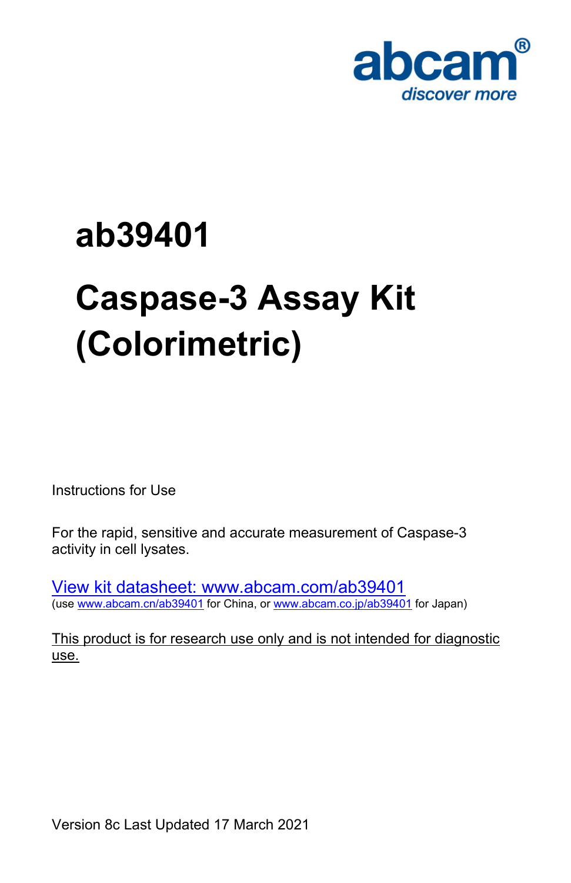abcam®
*discover more*

# ab39401

# Caspase-3 Assay Kit (Colorimetric)

Instructions for Use

For the rapid, sensitive and accurate measurement of Caspase-3 activity in cell lysates.

[View kit datasheet: www.abcam.com/ab39401](http://www.abcam.com/ab39401)
(use [www.abcam.cn/ab39401](http://www.abcam.cn/ab39401) for China, or [www.abcam.co.jp/ab39401](http://www.abcam.co.jp/ab39401) for Japan)

This product is for research use only and is not intended for diagnostic use.

Version 8c Last Updated 17 March 2021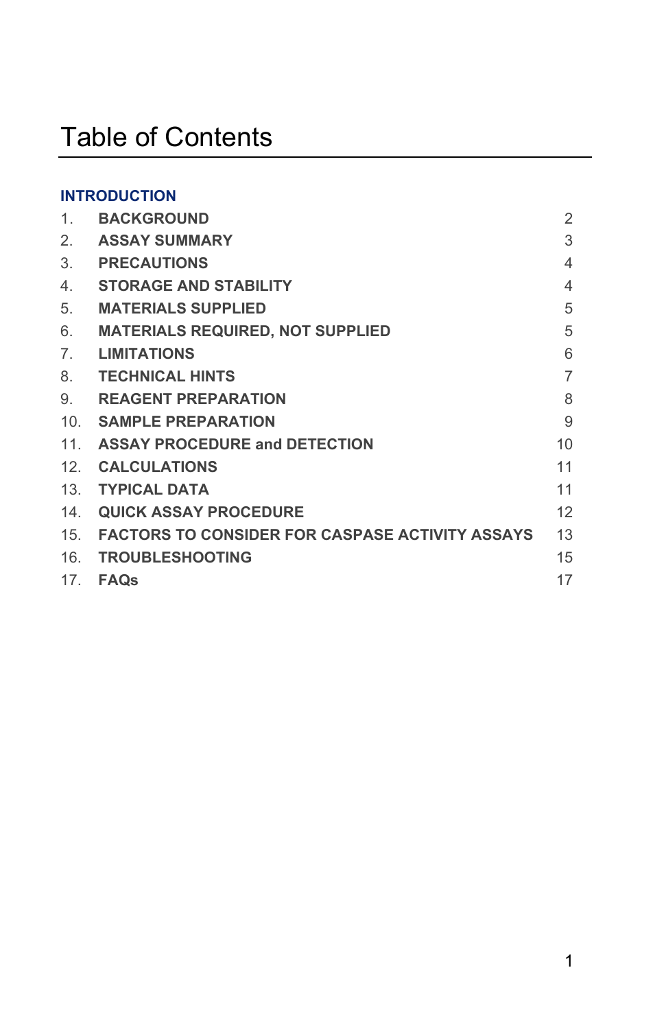# Table of Contents

**INTRODUCTION**

| | | |
|---|---|---|
| 1. | **BACKGROUND** | 2 |
| 2. | **ASSAY SUMMARY** | 3 |
| 3. | **PRECAUTIONS** | 4 |
| 4. | **STORAGE AND STABILITY** | 4 |
| 5. | **MATERIALS SUPPLIED** | 5 |
| 6. | **MATERIALS REQUIRED, NOT SUPPLIED** | 5 |
| 7. | **LIMITATIONS** | 6 |
| 8. | **TECHNICAL HINTS** | 7 |
| 9. | **REAGENT PREPARATION** | 8 |
| 10. | **SAMPLE PREPARATION** | 9 |
| 11. | **ASSAY PROCEDURE and DETECTION** | 10 |
| 12. | **CALCULATIONS** | 11 |
| 13. | **TYPICAL DATA** | 11 |
| 14. | **QUICK ASSAY PROCEDURE** | 12 |
| 15. | **FACTORS TO CONSIDER FOR CASPASE ACTIVITY ASSAYS** | 13 |
| 16. | **TROUBLESHOOTING** | 15 |
| 17. | **FAQs** | 17 |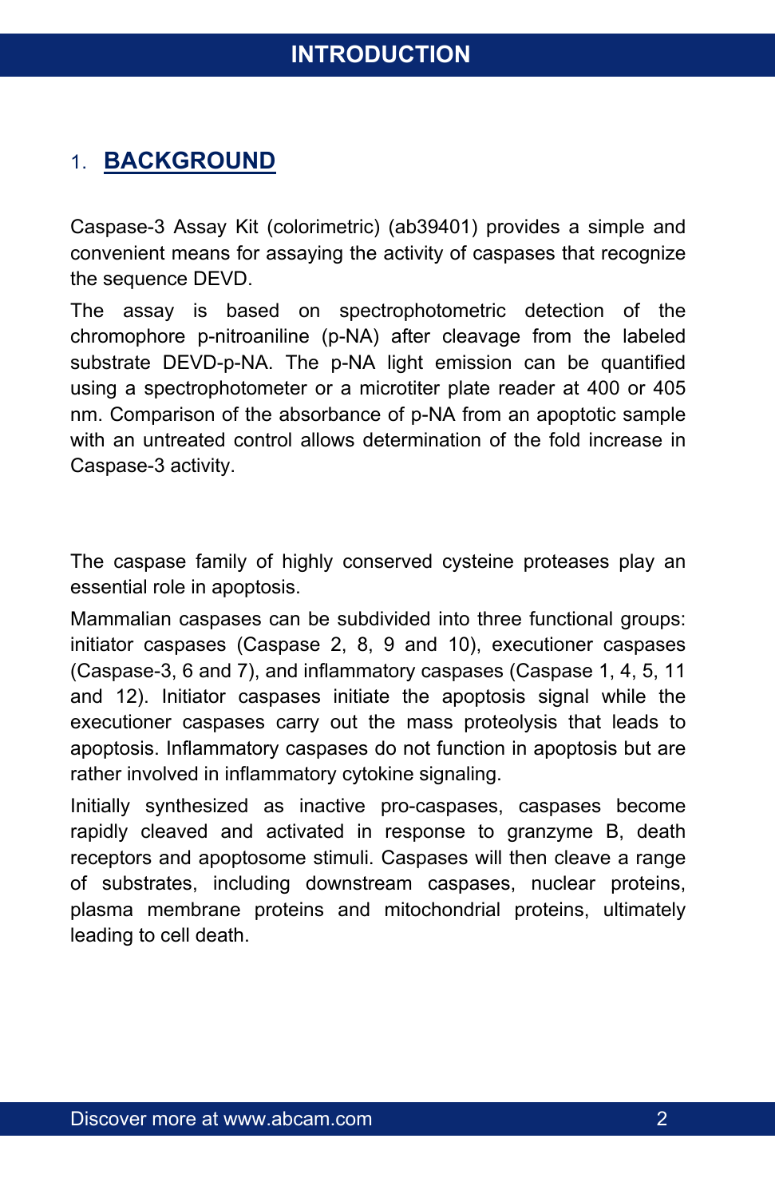# INTRODUCTION

## 1. BACKGROUND

Caspase-3 Assay Kit (colorimetric) (ab39401) provides a simple and convenient means for assaying the activity of caspases that recognize the sequence DEVD.

The assay is based on spectrophotometric detection of the chromophore p-nitroaniline (p-NA) after cleavage from the labeled substrate DEVD-p-NA. The p-NA light emission can be quantified using a spectrophotometer or a microtiter plate reader at 400 or 405 nm. Comparison of the absorbance of p-NA from an apoptotic sample with an untreated control allows determination of the fold increase in Caspase-3 activity.

The caspase family of highly conserved cysteine proteases play an essential role in apoptosis.

Mammalian caspases can be subdivided into three functional groups: initiator caspases (Caspase 2, 8, 9 and 10), executioner caspases (Caspase-3, 6 and 7), and inflammatory caspases (Caspase 1, 4, 5, 11 and 12). Initiator caspases initiate the apoptosis signal while the executioner caspases carry out the mass proteolysis that leads to apoptosis. Inflammatory caspases do not function in apoptosis but are rather involved in inflammatory cytokine signaling.

Initially synthesized as inactive pro-caspases, caspases become rapidly cleaved and activated in response to granzyme B, death receptors and apoptosome stimuli. Caspases will then cleave a range of substrates, including downstream caspases, nuclear proteins, plasma membrane proteins and mitochondrial proteins, ultimately leading to cell death.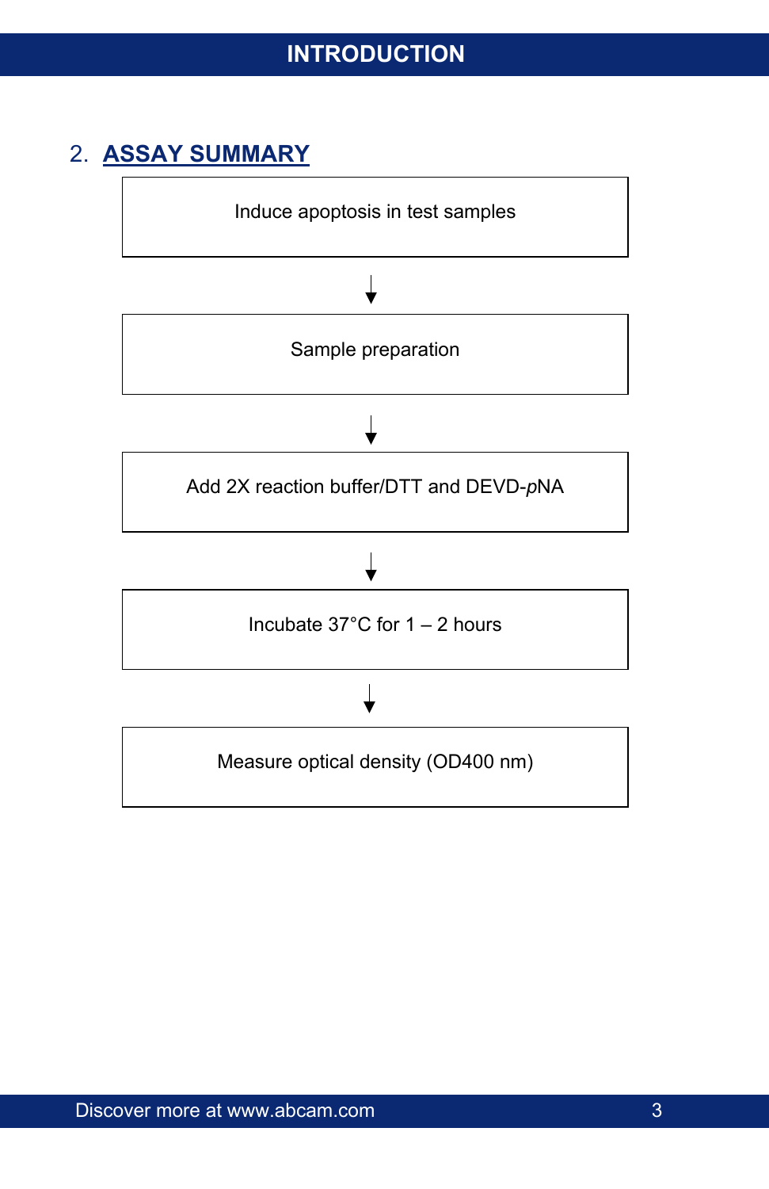## 2. ASSAY SUMMARY

Induce apoptosis in test samples

↓

Sample preparation

↓

Add 2X reaction buffer/DTT and DEVD-*p*NA

↓

Incubate 37°C for 1 – 2 hours

↓

Measure optical density (OD400 nm)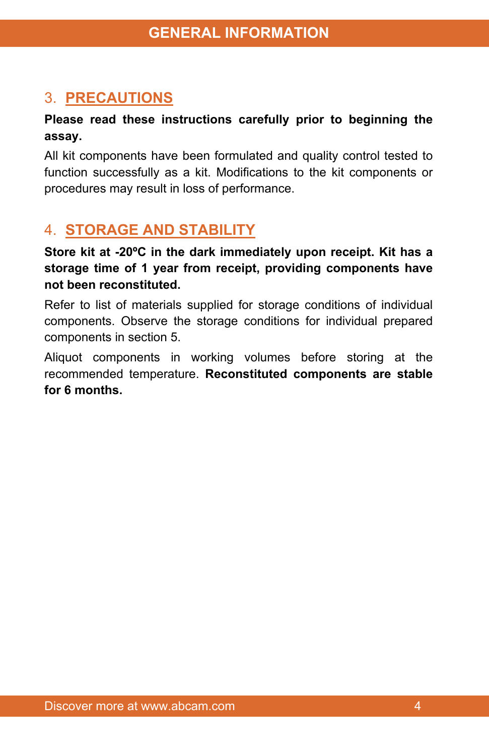## 3. PRECAUTIONS

**Please read these instructions carefully prior to beginning the assay.**

All kit components have been formulated and quality control tested to function successfully as a kit. Modifications to the kit components or procedures may result in loss of performance.

## 4. STORAGE AND STABILITY

**Store kit at -20ºC in the dark immediately upon receipt. Kit has a storage time of 1 year from receipt, providing components have not been reconstituted.**

Refer to list of materials supplied for storage conditions of individual components. Observe the storage conditions for individual prepared components in section 5.

Aliquot components in working volumes before storing at the recommended temperature. **Reconstituted components are stable for 6 months.**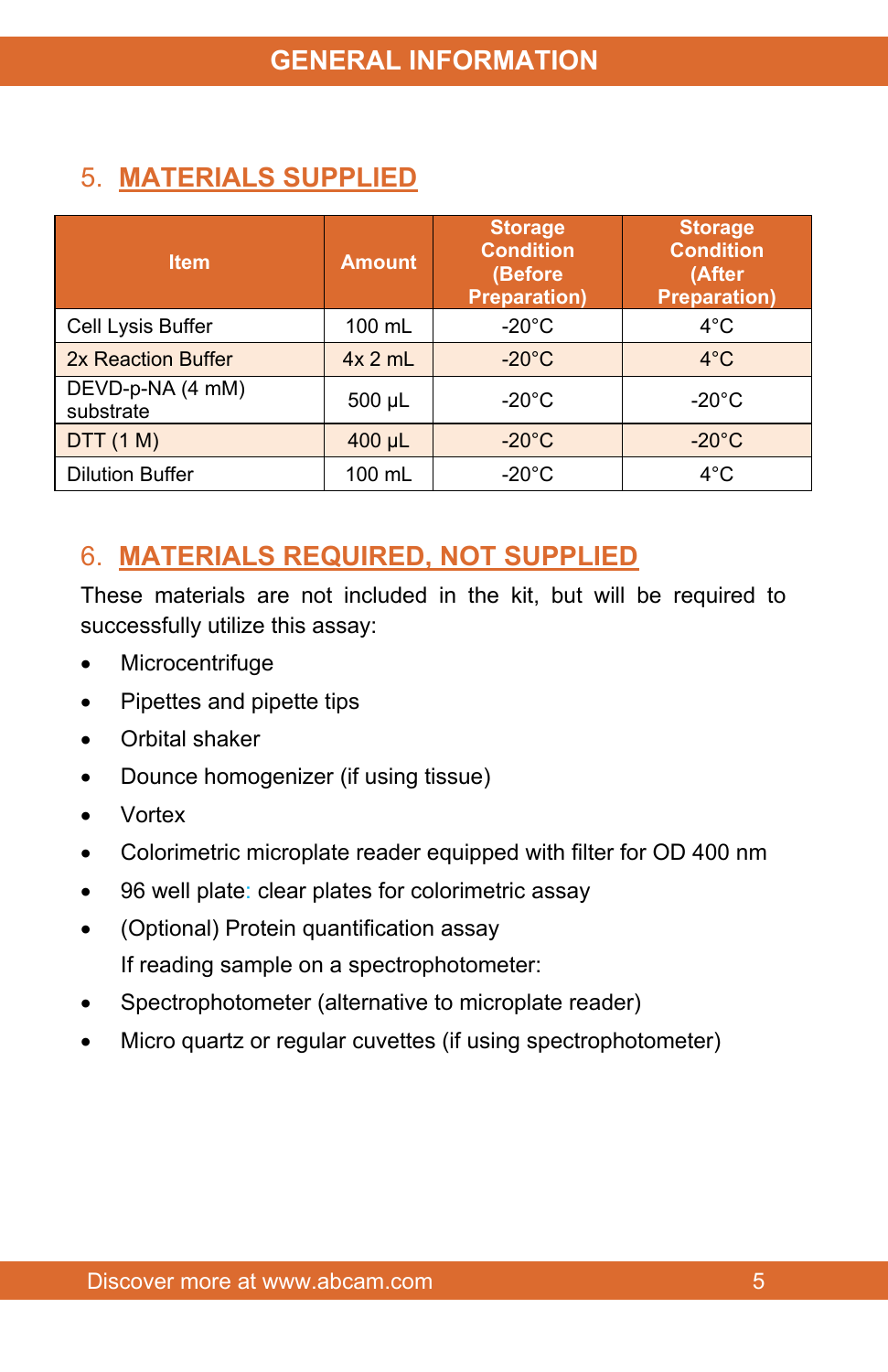## 5. MATERIALS SUPPLIED

| Item | Amount | Storage Condition (Before Preparation) | Storage Condition (After Preparation) |
|---|---|---|---|
| Cell Lysis Buffer | 100 mL | -20°C | 4°C |
| 2x Reaction Buffer | 4x 2 mL | -20°C | 4°C |
| DEVD-p-NA (4 mM) substrate | 500 µL | -20°C | -20°C |
| DTT (1 M) | 400 µL | -20°C | -20°C |
| Dilution Buffer | 100 mL | -20°C | 4°C |

## 6. MATERIALS REQUIRED, NOT SUPPLIED

These materials are not included in the kit, but will be required to successfully utilize this assay:

- Microcentrifuge
- Pipettes and pipette tips
- Orbital shaker
- Dounce homogenizer (if using tissue)
- Vortex
- Colorimetric microplate reader equipped with filter for OD 400 nm
- 96 well plate: clear plates for colorimetric assay
- (Optional) Protein quantification assay

  If reading sample on a spectrophotometer:
- Spectrophotometer (alternative to microplate reader)
- Micro quartz or regular cuvettes (if using spectrophotometer)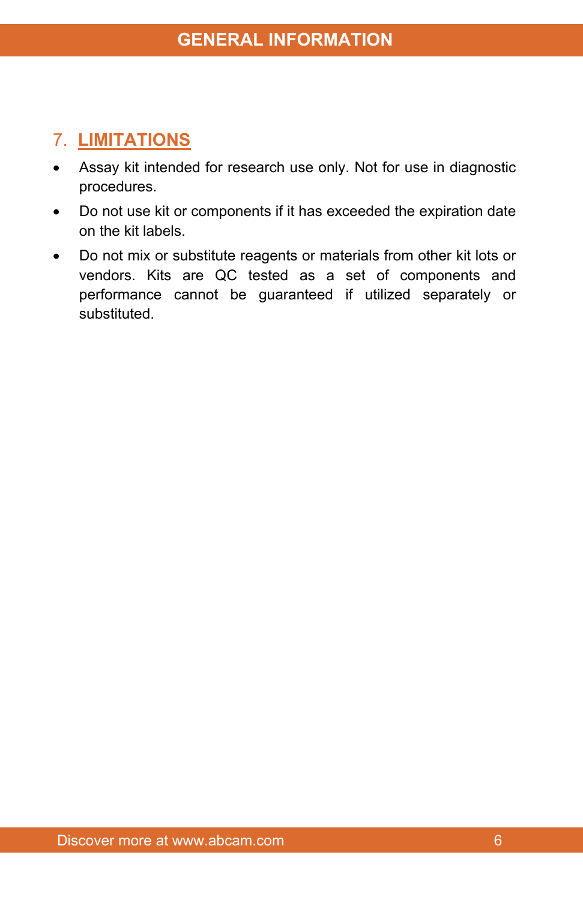## 7. LIMITATIONS

- Assay kit intended for research use only. Not for use in diagnostic procedures.
- Do not use kit or components if it has exceeded the expiration date on the kit labels.
- Do not mix or substitute reagents or materials from other kit lots or vendors. Kits are QC tested as a set of components and performance cannot be guaranteed if utilized separately or substituted.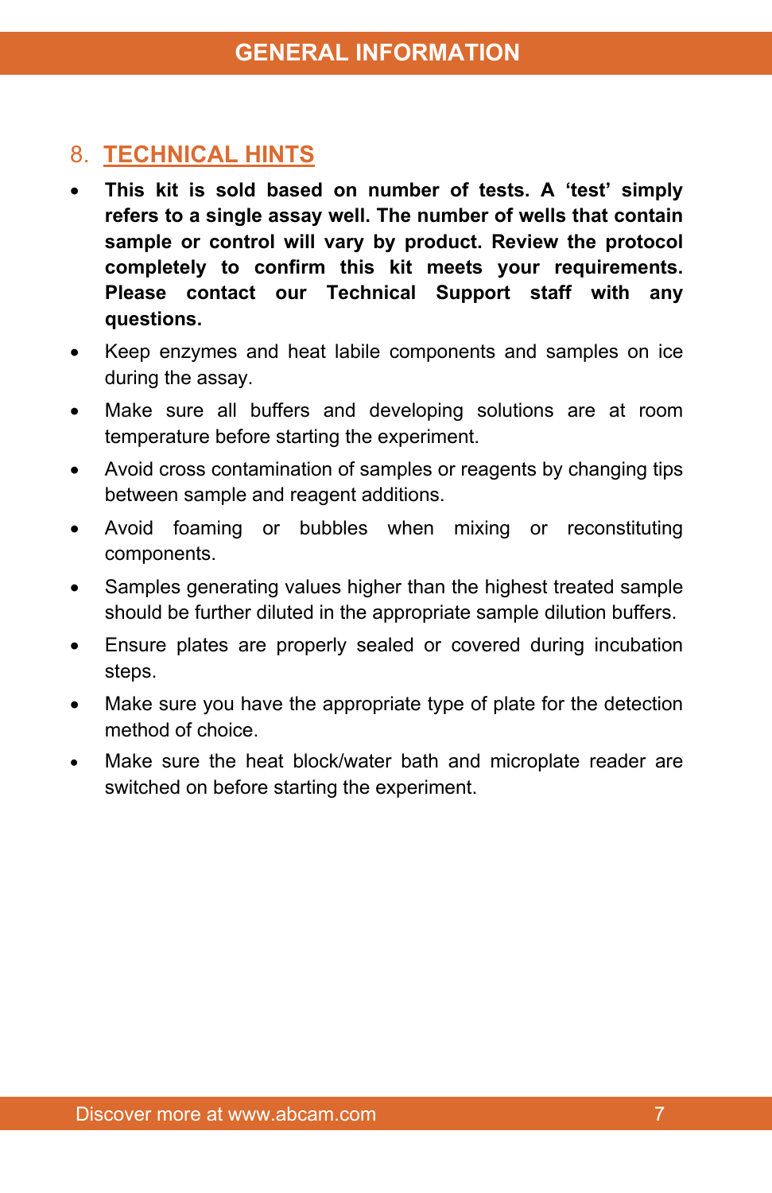## 8. TECHNICAL HINTS

- **This kit is sold based on number of tests. A 'test' simply refers to a single assay well. The number of wells that contain sample or control will vary by product. Review the protocol completely to confirm this kit meets your requirements. Please contact our Technical Support staff with any questions.**
- Keep enzymes and heat labile components and samples on ice during the assay.
- Make sure all buffers and developing solutions are at room temperature before starting the experiment.
- Avoid cross contamination of samples or reagents by changing tips between sample and reagent additions.
- Avoid foaming or bubbles when mixing or reconstituting components.
- Samples generating values higher than the highest treated sample should be further diluted in the appropriate sample dilution buffers.
- Ensure plates are properly sealed or covered during incubation steps.
- Make sure you have the appropriate type of plate for the detection method of choice.
- Make sure the heat block/water bath and microplate reader are switched on before starting the experiment.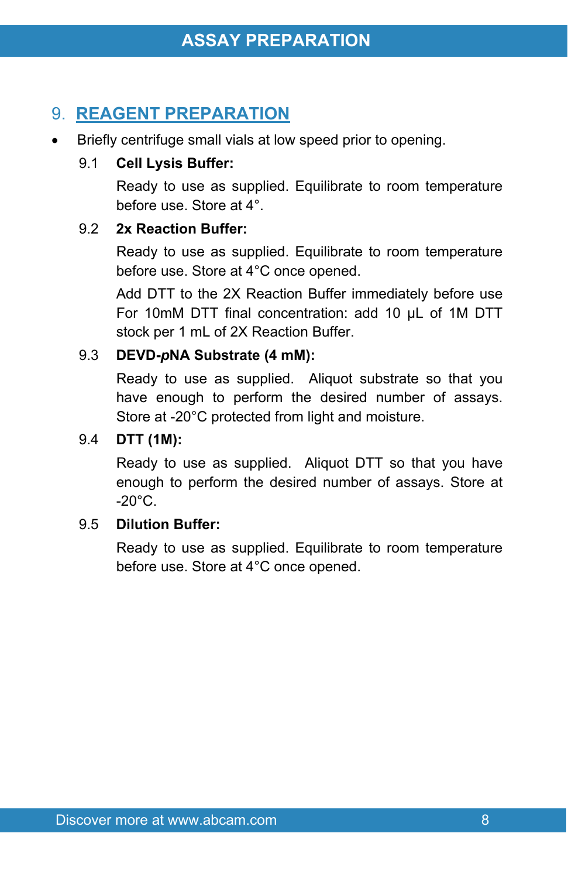## 9. REAGENT PREPARATION

- Briefly centrifuge small vials at low speed prior to opening.

### 9.1 Cell Lysis Buffer:

Ready to use as supplied. Equilibrate to room temperature before use. Store at 4°.

### 9.2 2x Reaction Buffer:

Ready to use as supplied. Equilibrate to room temperature before use. Store at 4°C once opened.

Add DTT to the 2X Reaction Buffer immediately before use For 10mM DTT final concentration: add 10 µL of 1M DTT stock per 1 mL of 2X Reaction Buffer.

### 9.3 DEVD-*p*NA Substrate (4 mM):

Ready to use as supplied. Aliquot substrate so that you have enough to perform the desired number of assays. Store at -20°C protected from light and moisture.

### 9.4 DTT (1M):

Ready to use as supplied. Aliquot DTT so that you have enough to perform the desired number of assays. Store at -20°C.

### 9.5 Dilution Buffer:

Ready to use as supplied. Equilibrate to room temperature before use. Store at 4°C once opened.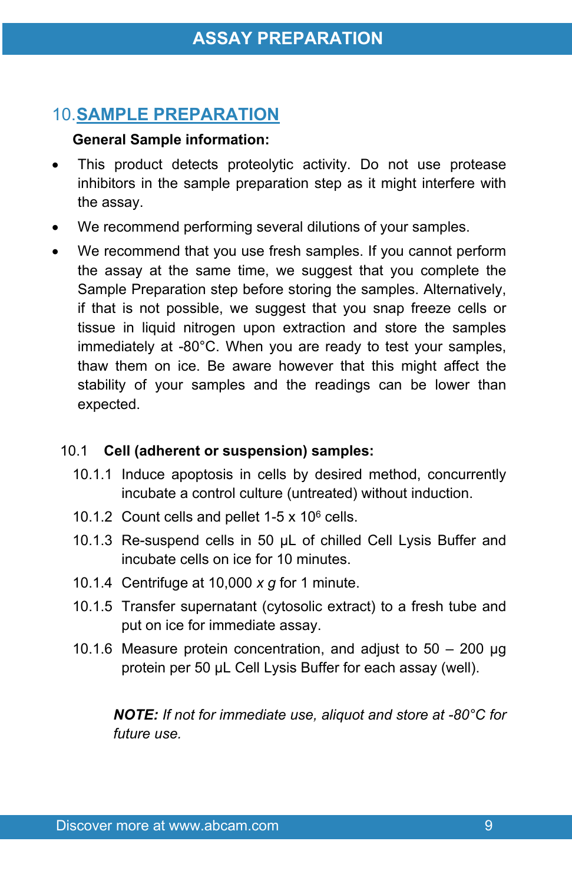## 10. SAMPLE PREPARATION

**General Sample information:**

- This product detects proteolytic activity. Do not use protease inhibitors in the sample preparation step as it might interfere with the assay.
- We recommend performing several dilutions of your samples.
- We recommend that you use fresh samples. If you cannot perform the assay at the same time, we suggest that you complete the Sample Preparation step before storing the samples. Alternatively, if that is not possible, we suggest that you snap freeze cells or tissue in liquid nitrogen upon extraction and store the samples immediately at -80°C. When you are ready to test your samples, thaw them on ice. Be aware however that this might affect the stability of your samples and the readings can be lower than expected.

### 10.1 Cell (adherent or suspension) samples:

10.1.1 Induce apoptosis in cells by desired method, concurrently incubate a control culture (untreated) without induction.

10.1.2 Count cells and pellet 1-5 x $10^6$ cells.

10.1.3 Re-suspend cells in 50 µL of chilled Cell Lysis Buffer and incubate cells on ice for 10 minutes.

10.1.4 Centrifuge at 10,000 *x g* for 1 minute.

10.1.5 Transfer supernatant (cytosolic extract) to a fresh tube and put on ice for immediate assay.

10.1.6 Measure protein concentration, and adjust to 50 – 200 µg protein per 50 µL Cell Lysis Buffer for each assay (well).

***NOTE:*** *If not for immediate use, aliquot and store at -80°C for future use.*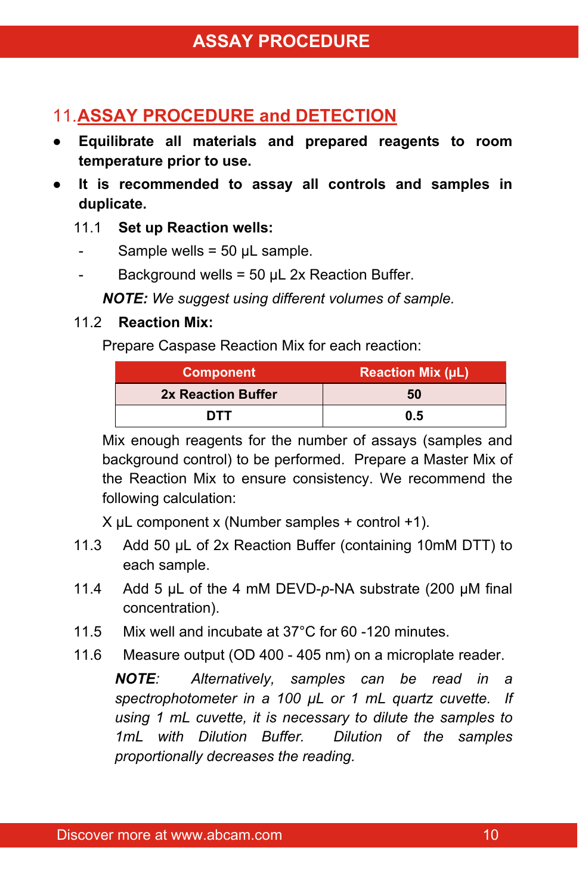## 11. ASSAY PROCEDURE and DETECTION

- **Equilibrate all materials and prepared reagents to room temperature prior to use.**
- **It is recommended to assay all controls and samples in duplicate.**

11.1 **Set up Reaction wells:**

- Sample wells = 50 µL sample.
- Background wells = 50 µL 2x Reaction Buffer.

***NOTE:*** *We suggest using different volumes of sample.*

11.2 **Reaction Mix:**

Prepare Caspase Reaction Mix for each reaction:

| Component | Reaction Mix (µL) |
| --- | --- |
| **2x Reaction Buffer** | **50** |
| **DTT** | **0.5** |

Mix enough reagents for the number of assays (samples and background control) to be performed. Prepare a Master Mix of the Reaction Mix to ensure consistency. We recommend the following calculation:

X µL component x (Number samples + control +1).

11.3 Add 50 µL of 2x Reaction Buffer (containing 10mM DTT) to each sample.

11.4 Add 5 µL of the 4 mM DEVD-*p*-NA substrate (200 µM final concentration).

11.5 Mix well and incubate at 37°C for 60 -120 minutes.

11.6 Measure output (OD 400 - 405 nm) on a microplate reader.

***NOTE****:* *Alternatively, samples can be read in a spectrophotometer in a 100 µL or 1 mL quartz cuvette. If using 1 mL cuvette, it is necessary to dilute the samples to 1mL with Dilution Buffer. Dilution of the samples proportionally decreases the reading.*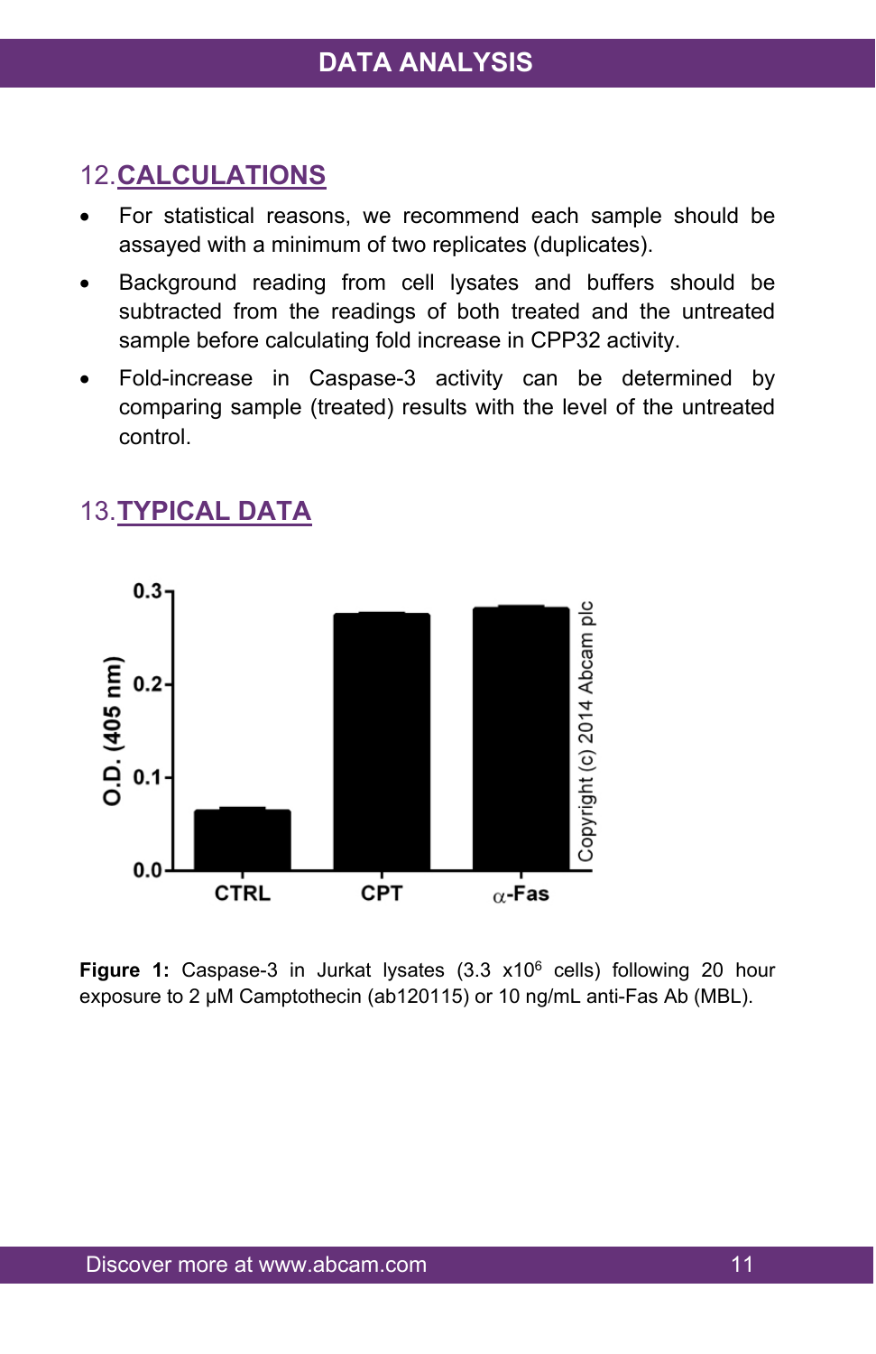## 12. CALCULATIONS

- For statistical reasons, we recommend each sample should be assayed with a minimum of two replicates (duplicates).
- Background reading from cell lysates and buffers should be subtracted from the readings of both treated and the untreated sample before calculating fold increase in CPP32 activity.
- Fold-increase in Caspase-3 activity can be determined by comparing sample (treated) results with the level of the untreated control.

## 13. TYPICAL DATA

**Figure 1:** Caspase-3 in Jurkat lysates (3.3 x$10^6$ cells) following 20 hour exposure to 2 µM Camptothecin (ab120115) or 10 ng/mL anti-Fas Ab (MBL).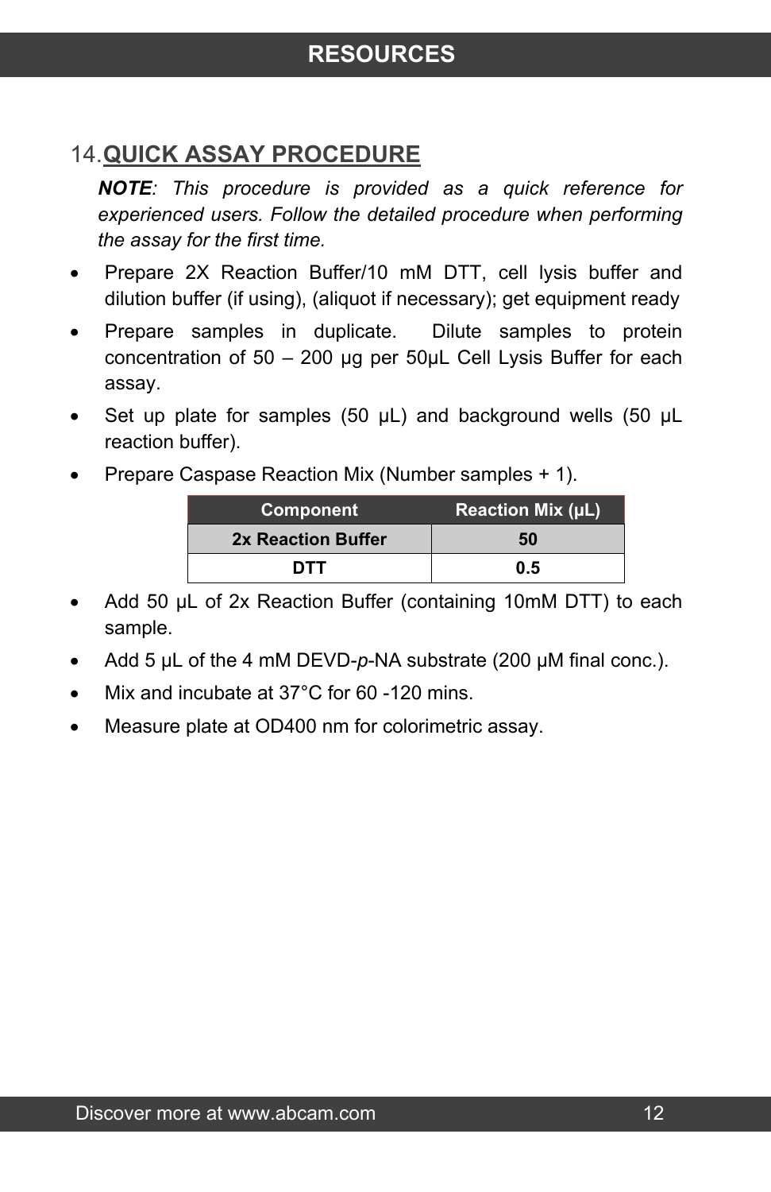## 14. QUICK ASSAY PROCEDURE

***NOTE**: This procedure is provided as a quick reference for experienced users. Follow the detailed procedure when performing the assay for the first time.*

- Prepare 2X Reaction Buffer/10 mM DTT, cell lysis buffer and dilution buffer (if using), (aliquot if necessary); get equipment ready
- Prepare samples in duplicate. Dilute samples to protein concentration of 50 – 200 µg per 50µL Cell Lysis Buffer for each assay.
- Set up plate for samples (50 µL) and background wells (50 µL reaction buffer).
- Prepare Caspase Reaction Mix (Number samples + 1).

| Component | Reaction Mix (µL) |
|---|---|
| **2x Reaction Buffer** | **50** |
| **DTT** | **0.5** |

- Add 50 µL of 2x Reaction Buffer (containing 10mM DTT) to each sample.
- Add 5 µL of the 4 mM DEVD-*p*-NA substrate (200 µM final conc.).
- Mix and incubate at 37°C for 60 -120 mins.
- Measure plate at OD400 nm for colorimetric assay.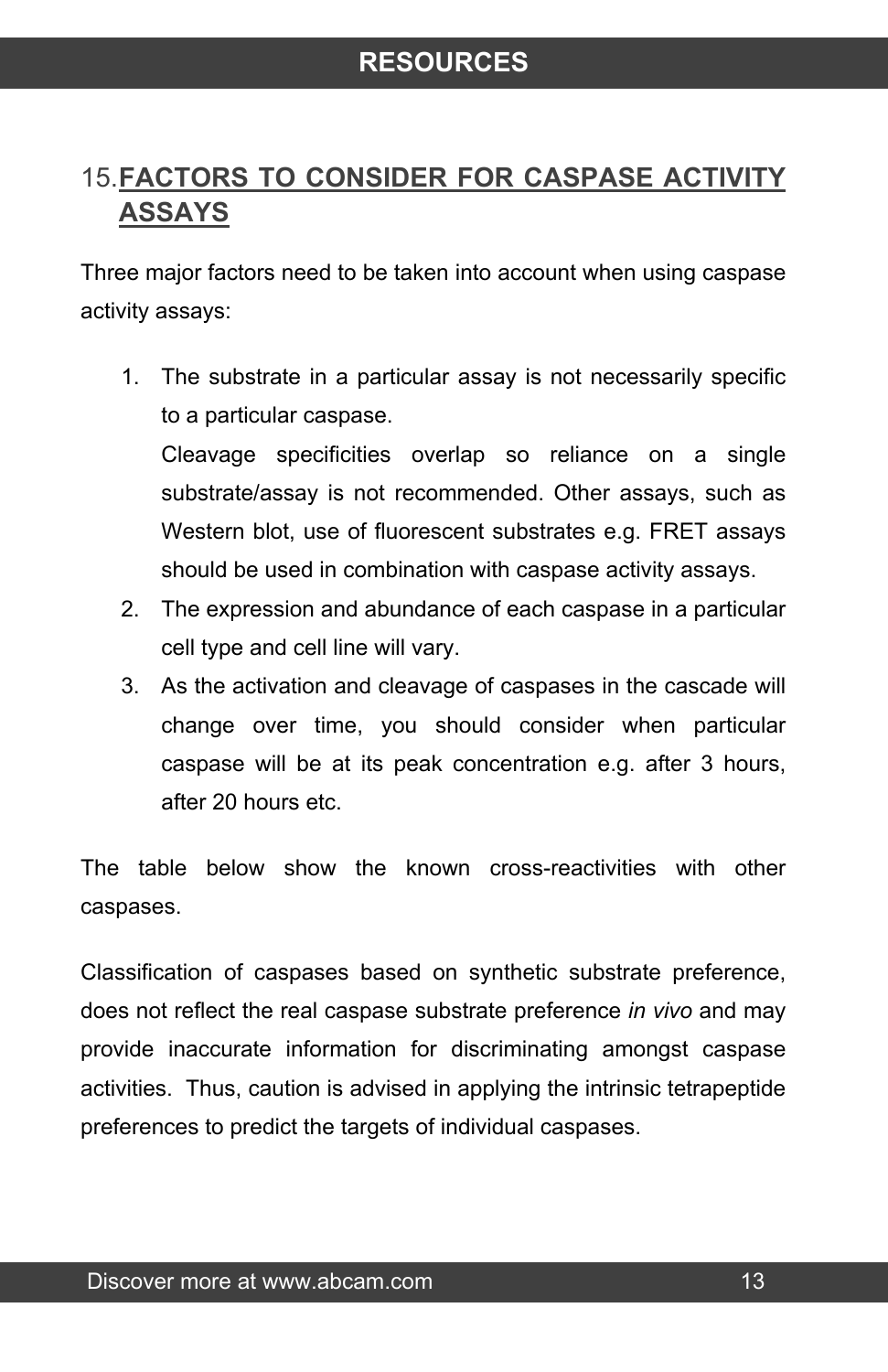## 15. FACTORS TO CONSIDER FOR CASPASE ACTIVITY ASSAYS

Three major factors need to be taken into account when using caspase activity assays:

1. The substrate in a particular assay is not necessarily specific to a particular caspase.
   Cleavage specificities overlap so reliance on a single substrate/assay is not recommended. Other assays, such as Western blot, use of fluorescent substrates e.g. FRET assays should be used in combination with caspase activity assays.
2. The expression and abundance of each caspase in a particular cell type and cell line will vary.
3. As the activation and cleavage of caspases in the cascade will change over time, you should consider when particular caspase will be at its peak concentration e.g. after 3 hours, after 20 hours etc.

The table below show the known cross-reactivities with other caspases.

Classification of caspases based on synthetic substrate preference, does not reflect the real caspase substrate preference *in vivo* and may provide inaccurate information for discriminating amongst caspase activities. Thus, caution is advised in applying the intrinsic tetrapeptide preferences to predict the targets of individual caspases.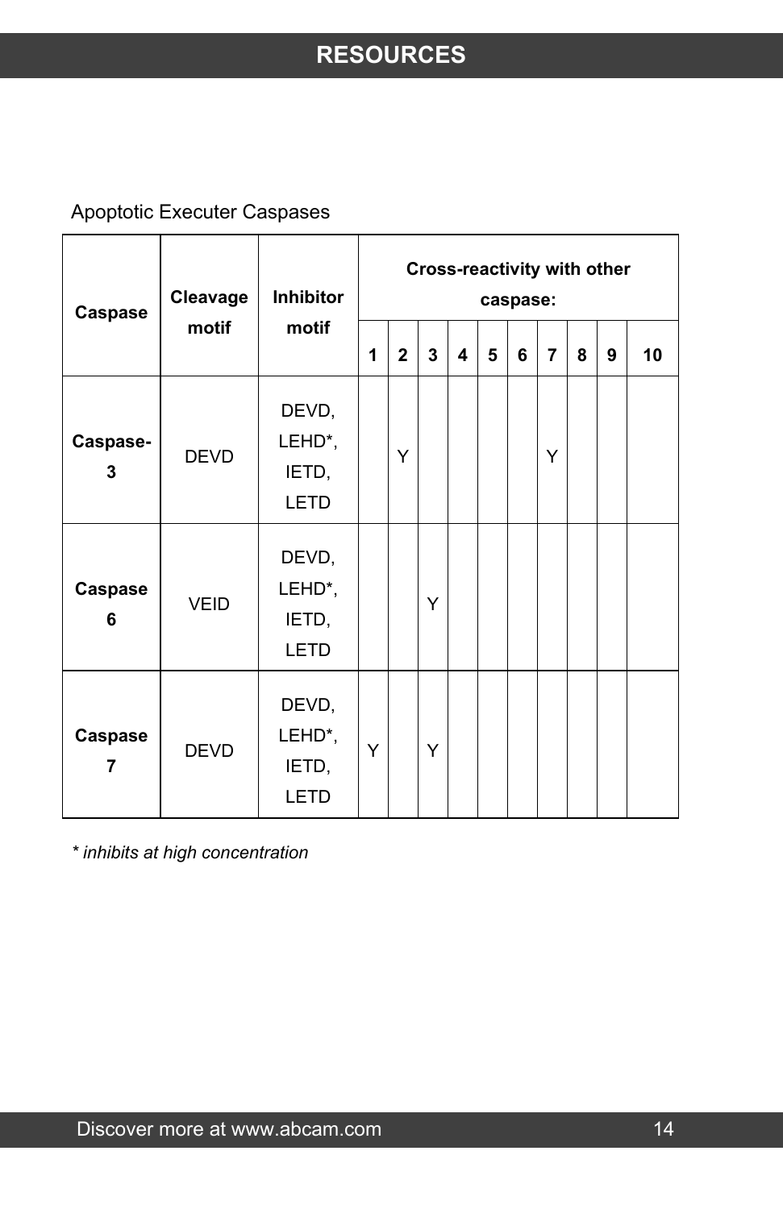## RESOURCES

Apoptotic Executer Caspases

| Caspase | Cleavage motif | Inhibitor motif | Cross-reactivity with other caspase: | | | | | | | | | |
|---|---|---|---|---|---|---|---|---|---|---|---|---|
| | | | 1 | 2 | 3 | 4 | 5 | 6 | 7 | 8 | 9 | 10 |
| **Caspase-3** | DEVD | DEVD, LEHD*, IETD, LETD | | Y | | | | | Y | | | |
| **Caspase 6** | VEID | DEVD, LEHD*, IETD, LETD | | | Y | | | | | | | |
| **Caspase 7** | DEVD | DEVD, LEHD*, IETD, LETD | Y | | Y | | | | | | | |

*\* inhibits at high concentration*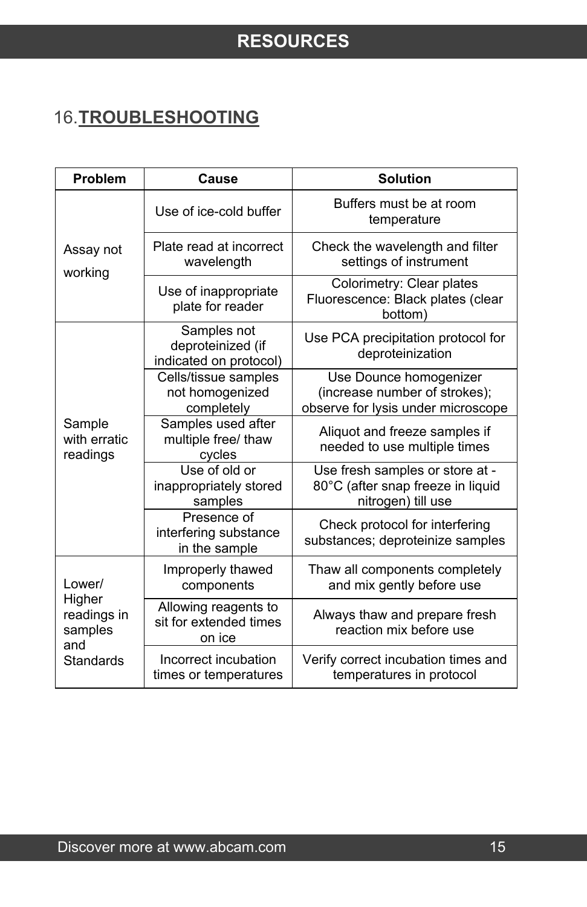## 16. TROUBLESHOOTING

| Problem | Cause | Solution |
|---|---|---|
| Assay not working | Use of ice-cold buffer | Buffers must be at room temperature |
| | Plate read at incorrect wavelength | Check the wavelength and filter settings of instrument |
| | Use of inappropriate plate for reader | Colorimetry: Clear plates Fluorescence: Black plates (clear bottom) |
| Sample with erratic readings | Samples not deproteinized (if indicated on protocol) | Use PCA precipitation protocol for deproteinization |
| | Cells/tissue samples not homogenized completely | Use Dounce homogenizer (increase number of strokes); observe for lysis under microscope |
| | Samples used after multiple free/ thaw cycles | Aliquot and freeze samples if needed to use multiple times |
| | Use of old or inappropriately stored samples | Use fresh samples or store at -80°C (after snap freeze in liquid nitrogen) till use |
| | Presence of interfering substance in the sample | Check protocol for interfering substances; deproteinize samples |
| Lower/ Higher readings in samples and Standards | Improperly thawed components | Thaw all components completely and mix gently before use |
| | Allowing reagents to sit for extended times on ice | Always thaw and prepare fresh reaction mix before use |
| | Incorrect incubation times or temperatures | Verify correct incubation times and temperatures in protocol |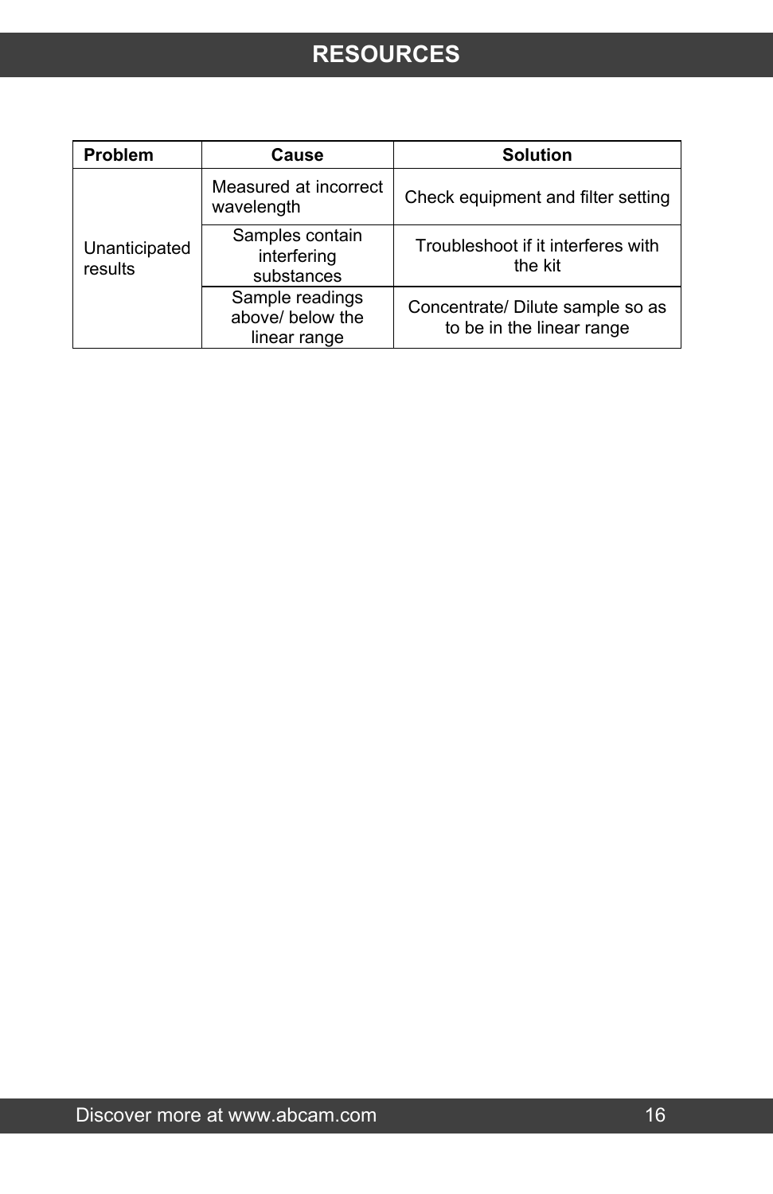# RESOURCES

| Problem | Cause | Solution |
|---|---|---|
| Unanticipated results | Measured at incorrect wavelength | Check equipment and filter setting |
| | Samples contain interfering substances | Troubleshoot if it interferes with the kit |
| | Sample readings above/ below the linear range | Concentrate/ Dilute sample so as to be in the linear range |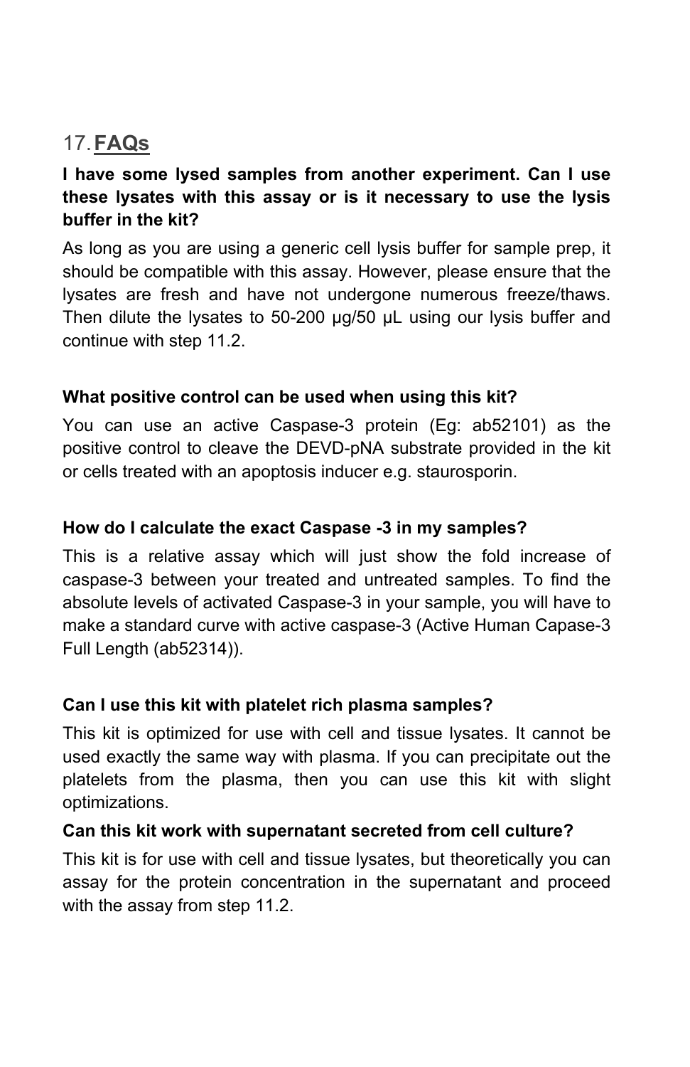## 17. FAQs

**I have some lysed samples from another experiment. Can I use these lysates with this assay or is it necessary to use the lysis buffer in the kit?**

As long as you are using a generic cell lysis buffer for sample prep, it should be compatible with this assay. However, please ensure that the lysates are fresh and have not undergone numerous freeze/thaws. Then dilute the lysates to 50-200 µg/50 µL using our lysis buffer and continue with step 11.2.

**What positive control can be used when using this kit?**

You can use an active Caspase-3 protein (Eg: ab52101) as the positive control to cleave the DEVD-pNA substrate provided in the kit or cells treated with an apoptosis inducer e.g. staurosporin.

**How do I calculate the exact Caspase -3 in my samples?**

This is a relative assay which will just show the fold increase of caspase-3 between your treated and untreated samples. To find the absolute levels of activated Caspase-3 in your sample, you will have to make a standard curve with active caspase-3 (Active Human Capase-3 Full Length (ab52314)).

**Can I use this kit with platelet rich plasma samples?**

This kit is optimized for use with cell and tissue lysates. It cannot be used exactly the same way with plasma. If you can precipitate out the platelets from the plasma, then you can use this kit with slight optimizations.

**Can this kit work with supernatant secreted from cell culture?**

This kit is for use with cell and tissue lysates, but theoretically you can assay for the protein concentration in the supernatant and proceed with the assay from step 11.2.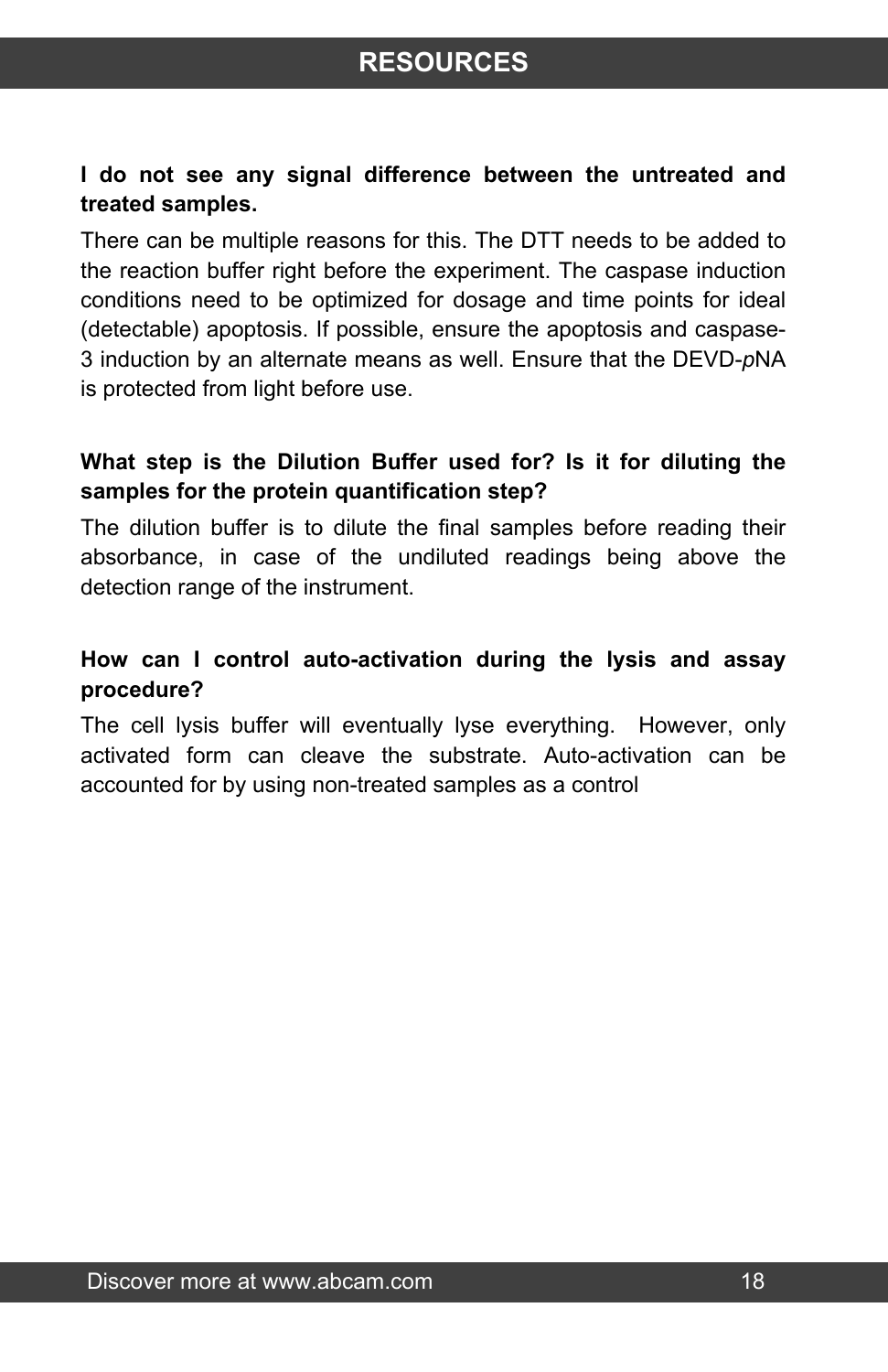**I do not see any signal difference between the untreated and treated samples.**

There can be multiple reasons for this. The DTT needs to be added to the reaction buffer right before the experiment. The caspase induction conditions need to be optimized for dosage and time points for ideal (detectable) apoptosis. If possible, ensure the apoptosis and caspase-3 induction by an alternate means as well. Ensure that the DEVD-*p*NA is protected from light before use.

**What step is the Dilution Buffer used for? Is it for diluting the samples for the protein quantification step?**

The dilution buffer is to dilute the final samples before reading their absorbance, in case of the undiluted readings being above the detection range of the instrument.

**How can I control auto-activation during the lysis and assay procedure?**

The cell lysis buffer will eventually lyse everything. However, only activated form can cleave the substrate. Auto-activation can be accounted for by using non-treated samples as a control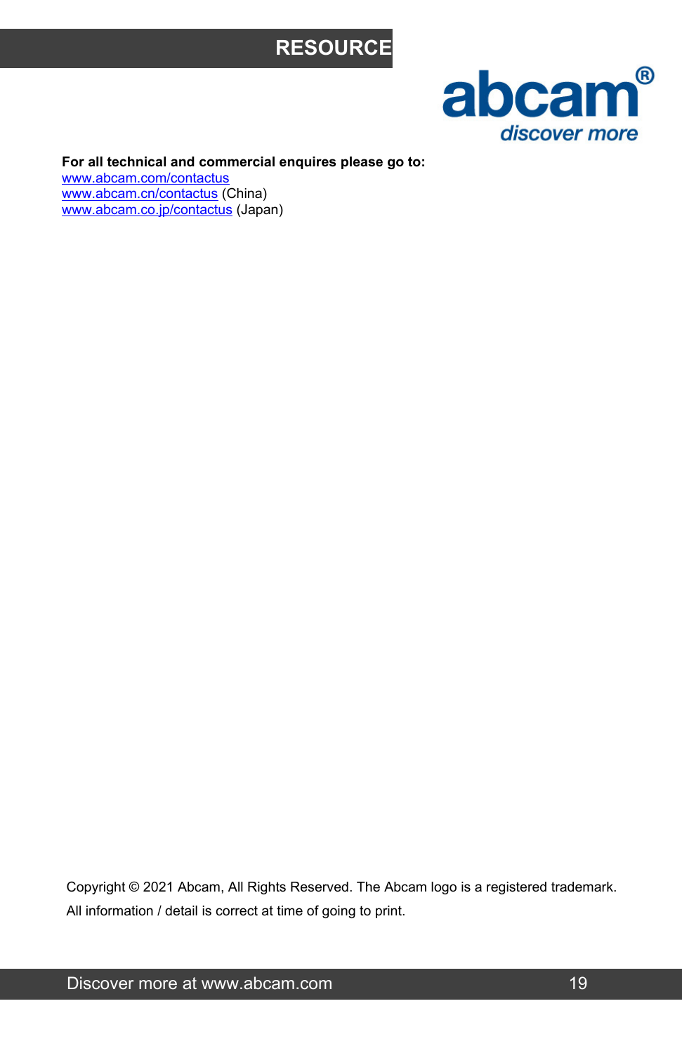**For all technical and commercial enquires please go to:**
www.abcam.com/contactus
www.abcam.cn/contactus (China)
www.abcam.co.jp/contactus (Japan)

Copyright © 2021 Abcam, All Rights Reserved. The Abcam logo is a registered trademark.

All information / detail is correct at time of going to print.